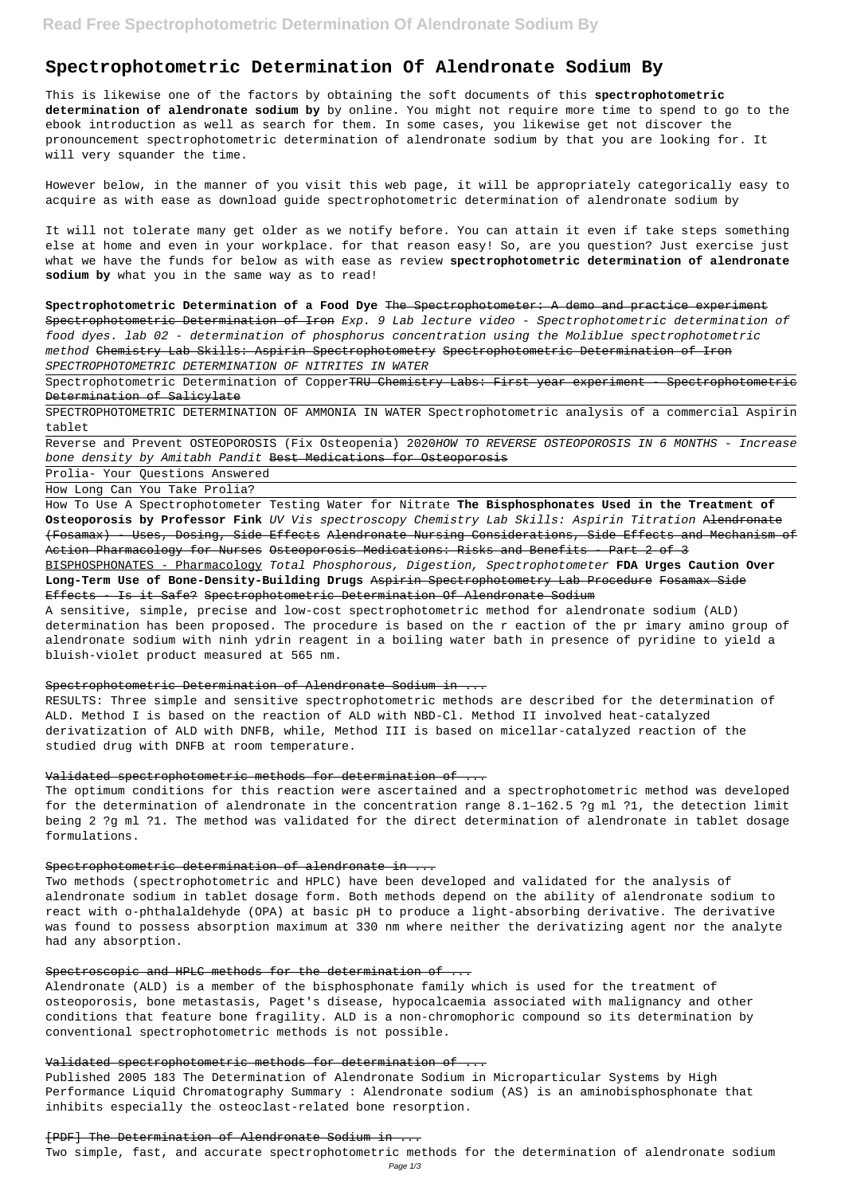# Spectrophotometric Determination Of Alendronate Sodium By

This is likewise one of the factors by obtaining the soft documents of this **spectrophotometric determination of alendronate sodium by** by online. You might not require more time to spend to go to the ebook introduction as well as search for them. In some cases, you likewise get not discover the pronouncement spectrophotometric determination of alendronate sodium by that you are looking for. It will very squander the time.

However below, in the manner of you visit this web page, it will be appropriately categorically easy to acquire as with ease as download guide spectrophotometric determination of alendronate sodium by

It will not tolerate many get older as we notify before. You can attain it even if take steps something else at home and even in your workplace. for that reason easy! So, are you question? Just exercise just what we have the funds for below as with ease as review **spectrophotometric determination of alendronate sodium by** what you in the same way as to read!

**Spectrophotometric Determination of a Food Dye** The Spectrophotometer: A demo and practice experiment Spectrophotometric Determination of Iron *Exp. 9 Lab lecture video - Spectrophotometric determination of food dyes. lab 02 - determination of phosphorus concentration using the Moliblue spectrophotometric method* Chemistry Lab Skills: Aspirin Spectrophotometry Spectrophotometric Determination of Iron *SPECTROPHOTOMETRIC DETERMINATION OF NITRITES IN WATER*

Spectrophotometric Determination of Copper TRU Chemistry Labs: First year experiment - Spectrophotometric Determination of Salicylate

SPECTROPHOTOMETRIC DETERMINATION OF AMMONIA IN WATER Spectrophotometric analysis of a commercial Aspirin tablet

Reverse and Prevent OSTEOPOROSIS (Fix Osteopenia) 2020 *HOW TO REVERSE OSTEOPOROSIS IN 6 MONTHS - Increase bone density by Amitabh Pandit* Best Medications for Osteoporosis

Prolia- Your Questions Answered

How Long Can You Take Prolia?

How To Use A Spectrophotometer Testing Water for Nitrate **The Bisphosphonates Used in the Treatment of Osteoporosis by Professor Fink** *UV Vis spectroscopy Chemistry Lab Skills: Aspirin Titration* Alendronate (Fosamax) - Uses, Dosing, Side Effects Alendronate Nursing Considerations, Side Effects and Mechanism of Action Pharmacology for Nurses Osteoporosis Medications: Risks and Benefits - Part 2 of 3 BISPHOSPHONATES - Pharmacology *Total Phosphorous, Digestion, Spectrophotometer* **FDA Urges Caution Over Long-Term Use of Bone-Density-Building Drugs** Aspirin Spectrophotometry Lab Procedure Fosamax Side Effects - Is it Safe? Spectrophotometric Determination Of Alendronate Sodium

A sensitive, simple, precise and low-cost spectrophotometric method for alendronate sodium (ALD) determination has been proposed. The procedure is based on the r eaction of the pr imary amino group of alendronate sodium with ninh ydrin reagent in a boiling water bath in presence of pyridine to yield a bluish-violet product measured at 565 nm.

Spectrophotometric Determination of Alendronate Sodium in ...

RESULTS: Three simple and sensitive spectrophotometric methods are described for the determination of ALD. Method I is based on the reaction of ALD with NBD-Cl. Method II involved heat-catalyzed derivatization of ALD with DNFB, while, Method III is based on micellar-catalyzed reaction of the studied drug with DNFB at room temperature.

Validated spectrophotometric methods for determination of ...

The optimum conditions for this reaction were ascertained and a spectrophotometric method was developed for the determination of alendronate in the concentration range 8.1–162.5 ?g ml ?1, the detection limit being 2 ?g ml ?1. The method was validated for the direct determination of alendronate in tablet dosage formulations.

Spectrophotometric determination of alendronate in ...

Two methods (spectrophotometric and HPLC) have been developed and validated for the analysis of alendronate sodium in tablet dosage form. Both methods depend on the ability of alendronate sodium to react with o-phthalaldehyde (OPA) at basic pH to produce a light-absorbing derivative. The derivative was found to possess absorption maximum at 330 nm where neither the derivatizing agent nor the analyte had any absorption.

Spectroscopic and HPLC methods for the determination of ...

Alendronate (ALD) is a member of the bisphosphonate family which is used for the treatment of osteoporosis, bone metastasis, Paget's disease, hypocalcaemia associated with malignancy and other conditions that feature bone fragility. ALD is a non-chromophoric compound so its determination by conventional spectrophotometric methods is not possible.

Validated spectrophotometric methods for determination of ...

Published 2005 183 The Determination of Alendronate Sodium in Microparticular Systems by High Performance Liquid Chromatography Summary : Alendronate sodium (AS) is an aminobisphosphonate that inhibits especially the osteoclast-related bone resorption.

[PDF] The Determination of Alendronate Sodium in ...

Two simple, fast, and accurate spectrophotometric methods for the determination of alendronate sodium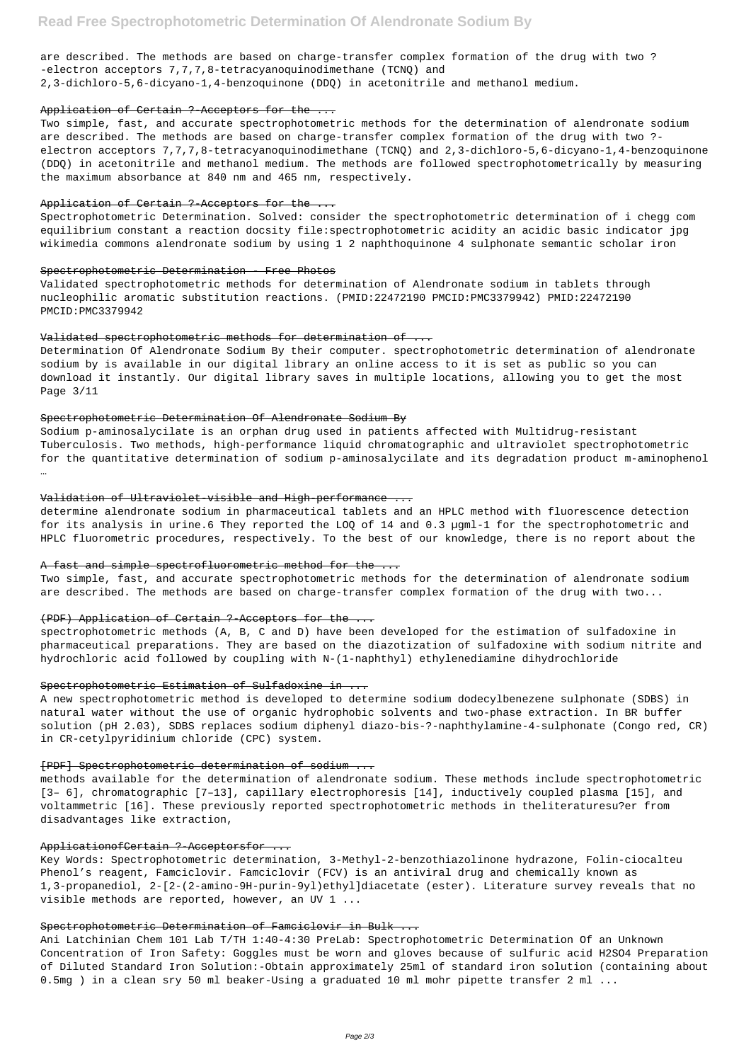are described. The methods are based on charge-transfer complex formation of the drug with two ? -electron acceptors 7,7,7,8-tetracyanoquinodimethane (TCNQ) and 2,3-dichloro-5,6-dicyano-1,4-benzoquinone (DDQ) in acetonitrile and methanol medium.

### Application of Certain ?-Acceptors for the ...

Two simple, fast, and accurate spectrophotometric methods for the determination of alendronate sodium are described. The methods are based on charge-transfer complex formation of the drug with two ?-electron acceptors 7,7,7,8-tetracyanoquinodimethane (TCNQ) and 2,3-dichloro-5,6-dicyano-1,4-benzoquinone (DDQ) in acetonitrile and methanol medium. The methods are followed spectrophotometrically by measuring the maximum absorbance at 840 nm and 465 nm, respectively.

### Application of Certain ?-Acceptors for the ...

Spectrophotometric Determination. Solved: consider the spectrophotometric determination of i chegg com equilibrium constant a reaction docsity file:spectrophotometric acidity an acidic basic indicator jpg wikimedia commons alendronate sodium by using 1 2 naphthoquinone 4 sulphonate semantic scholar iron

### Spectrophotometric Determination - Free Photos

Validated spectrophotometric methods for determination of Alendronate sodium in tablets through nucleophilic aromatic substitution reactions. (PMID:22472190 PMCID:PMC3379942) PMID:22472190 PMCID:PMC3379942

### Validated spectrophotometric methods for determination of ...

Determination Of Alendronate Sodium By their computer. spectrophotometric determination of alendronate sodium by is available in our digital library an online access to it is set as public so you can download it instantly. Our digital library saves in multiple locations, allowing you to get the most Page 3/11

### Spectrophotometric Determination Of Alendronate Sodium By

Sodium p-aminosalycilate is an orphan drug used in patients affected with Multidrug-resistant Tuberculosis. Two methods, high-performance liquid chromatographic and ultraviolet spectrophotometric for the quantitative determination of sodium p-aminosalycilate and its degradation product m-aminophenol …

### Validation of Ultraviolet-visible and High-performance ...

determine alendronate sodium in pharmaceutical tablets and an HPLC method with fluorescence detection for its analysis in urine.6 They reported the LOQ of 14 and 0.3 μgml-1 for the spectrophotometric and HPLC fluorometric procedures, respectively. To the best of our knowledge, there is no report about the

### A fast and simple spectrofluorometric method for the ...

Two simple, fast, and accurate spectrophotometric methods for the determination of alendronate sodium are described. The methods are based on charge-transfer complex formation of the drug with two...

### (PDF) Application of Certain ?-Acceptors for the ...

spectrophotometric methods (A, B, C and D) have been developed for the estimation of sulfadoxine in pharmaceutical preparations. They are based on the diazotization of sulfadoxine with sodium nitrite and hydrochloric acid followed by coupling with N-(1-naphthyl) ethylenediamine dihydrochloride

### Spectrophotometric Estimation of Sulfadoxine in ...

A new spectrophotometric method is developed to determine sodium dodecylbenezene sulphonate (SDBS) in natural water without the use of organic hydrophobic solvents and two-phase extraction. In BR buffer solution (pH 2.03), SDBS replaces sodium diphenyl diazo-bis-?-naphthylamine-4-sulphonate (Congo red, CR) in CR-cetylpyridinium chloride (CPC) system.

### [PDF] Spectrophotometric determination of sodium ...

methods available for the determination of alendronate sodium. These methods include spectrophotometric [3– 6], chromatographic [7–13], capillary electrophoresis [14], inductively coupled plasma [15], and voltammetric [16]. These previously reported spectrophotometric methods in theliteraturesu?er from disadvantages like extraction,

### ApplicationofCertain ?-Acceptorsfor ...

Key Words: Spectrophotometric determination, 3-Methyl-2-benzothiazolinone hydrazone, Folin-ciocalteu Phenol's reagent, Famciclovir. Famciclovir (FCV) is an antiviral drug and chemically known as 1,3-propanediol, 2-[2-(2-amino-9H-purin-9yl)ethyl]diacetate (ester). Literature survey reveals that no visible methods are reported, however, an UV 1 ...

### Spectrophotometric Determination of Famciclovir in Bulk ...

Ani Latchinian Chem 101 Lab T/TH 1:40-4:30 PreLab: Spectrophotometric Determination Of an Unknown Concentration of Iron Safety: Goggles must be worn and gloves because of sulfuric acid $H_2SO_4$ Preparation of Diluted Standard Iron Solution:-Obtain approximately 25ml of standard iron solution (containing about 0.5mg ) in a clean sry 50 ml beaker-Using a graduated 10 ml mohr pipette transfer 2 ml ...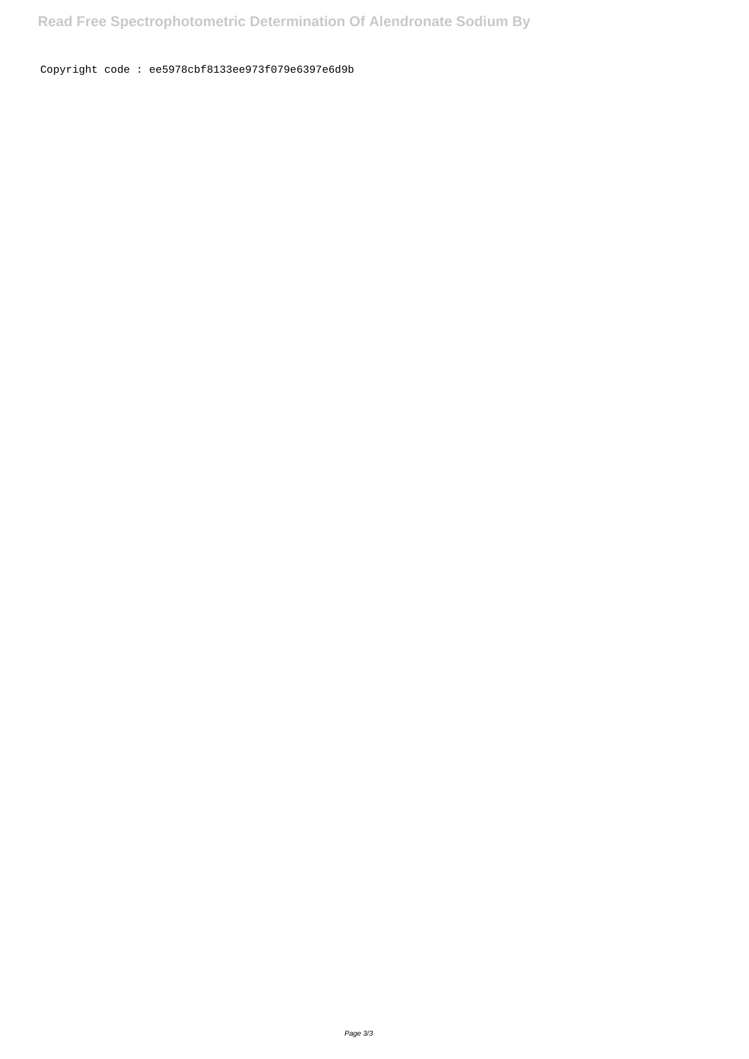Copyright code : ee5978cbf8133ee973f079e6397e6d9b